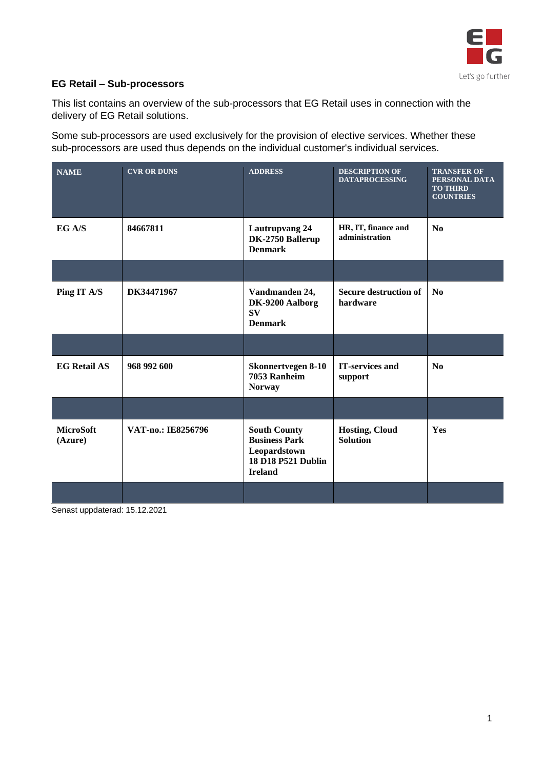## EG Retail – Sub-processors

This list contains an overview of the sub-processors that EG Retail uses in connection with the delivery of EG Retail solutions.

Some sub-processors are used exclusively for the provision of elective services. Whether these sub-processors are used thus depends on the individual customer's individual services.

| NAME | CVR OR DUNS | ADDRESS | DESCRIPTION OF DATAPROCESSING | TRANSFER OF PERSONAL DATA TO THIRD COUNTRIES |
|---|---|---|---|---|
| **EG A/S** | **84667811** | **Lautrupvang 24<br>DK-2750 Ballerup<br>Denmark** | **HR, IT, finance and administration** | **No** |
| | | | | |
| **Ping IT A/S** | **DK34471967** | **Vandmanden 24,<br>DK-9200 Aalborg SV<br>Denmark** | **Secure destruction of hardware** | **No** |
| | | | | |
| **EG Retail AS** | **968 992 600** | **Skonnertvegen 8-10<br>7053 Ranheim<br>Norway** | **IT-services and support** | **No** |
| | | | | |
| **MicroSoft (Azure)** | **VAT-no.: IE8256796** | **South County Business Park<br>Leopardstown<br>18 D18 P521 Dublin<br>Ireland** | **Hosting, Cloud Solution** | **Yes** |
| | | | | |

Senast uppdaterad: 15.12.2021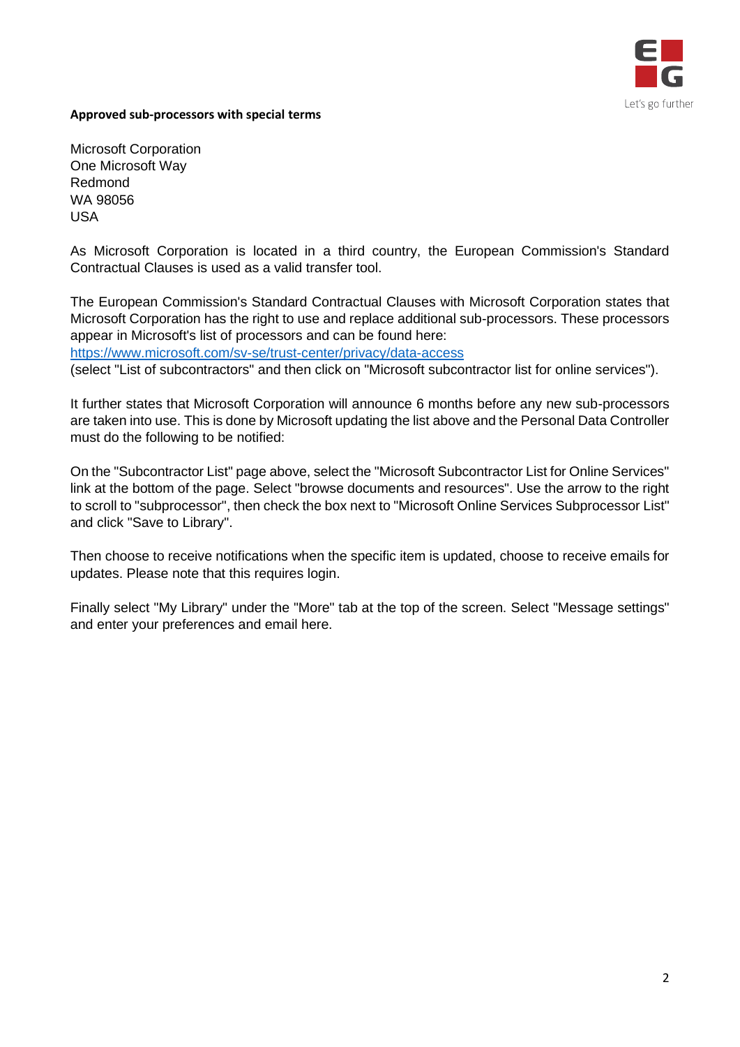**Approved sub-processors with special terms**

Microsoft Corporation
One Microsoft Way
Redmond
WA 98056
USA

As Microsoft Corporation is located in a third country, the European Commission's Standard Contractual Clauses is used as a valid transfer tool.

The European Commission's Standard Contractual Clauses with Microsoft Corporation states that Microsoft Corporation has the right to use and replace additional sub-processors. These processors appear in Microsoft's list of processors and can be found here:
https://www.microsoft.com/sv-se/trust-center/privacy/data-access
(select "List of subcontractors" and then click on "Microsoft subcontractor list for online services").

It further states that Microsoft Corporation will announce 6 months before any new sub-processors are taken into use. This is done by Microsoft updating the list above and the Personal Data Controller must do the following to be notified:

On the "Subcontractor List" page above, select the "Microsoft Subcontractor List for Online Services" link at the bottom of the page. Select "browse documents and resources". Use the arrow to the right to scroll to "subprocessor", then check the box next to "Microsoft Online Services Subprocessor List" and click "Save to Library".

Then choose to receive notifications when the specific item is updated, choose to receive emails for updates. Please note that this requires login.

Finally select "My Library" under the "More" tab at the top of the screen. Select "Message settings" and enter your preferences and email here.